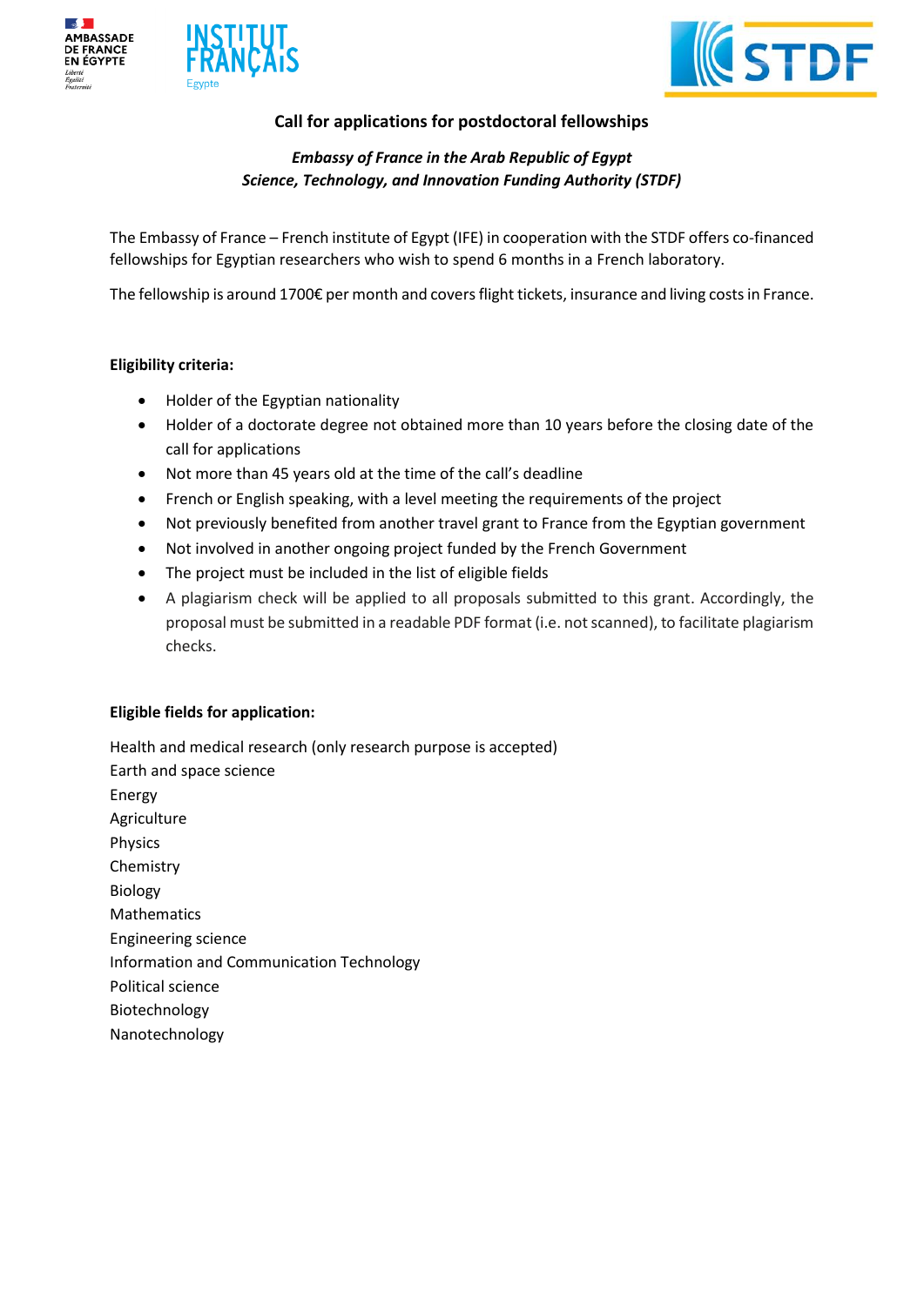## Call for applications for postdoctoral fellowships

*Embassy of France in the Arab Republic of Egypt*
*Science, Technology, and Innovation Funding Authority (STDF)*

The Embassy of France – French institute of Egypt (IFE) in cooperation with the STDF offers co-financed fellowships for Egyptian researchers who wish to spend 6 months in a French laboratory.

The fellowship is around 1700€ per month and covers flight tickets, insurance and living costs in France.

**Eligibility criteria:**

- Holder of the Egyptian nationality
- Holder of a doctorate degree not obtained more than 10 years before the closing date of the call for applications
- Not more than 45 years old at the time of the call's deadline
- French or English speaking, with a level meeting the requirements of the project
- Not previously benefited from another travel grant to France from the Egyptian government
- Not involved in another ongoing project funded by the French Government
- The project must be included in the list of eligible fields
- A plagiarism check will be applied to all proposals submitted to this grant. Accordingly, the proposal must be submitted in a readable PDF format (i.e. not scanned), to facilitate plagiarism checks.

**Eligible fields for application:**

Health and medical research (only research purpose is accepted)
Earth and space science
Energy
Agriculture
Physics
Chemistry
Biology
Mathematics
Engineering science
Information and Communication Technology
Political science
Biotechnology
Nanotechnology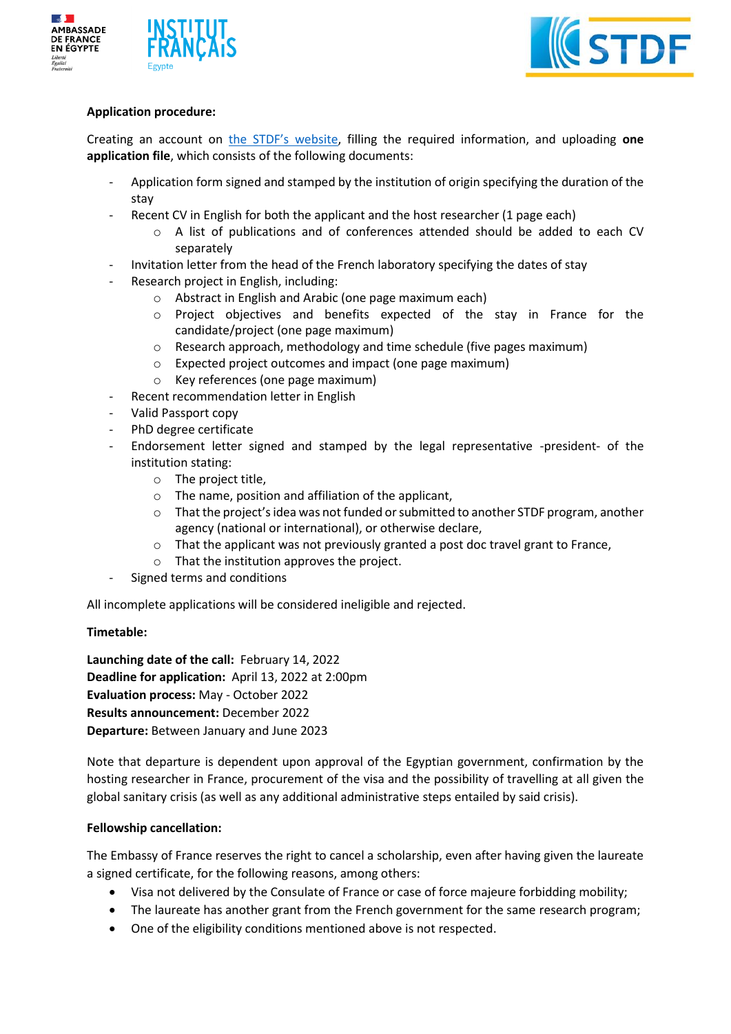**Application procedure:**

Creating an account on [the STDF's website](), filling the required information, and uploading **one application file**, which consists of the following documents:

- Application form signed and stamped by the institution of origin specifying the duration of the stay
- Recent CV in English for both the applicant and the host researcher (1 page each)
  - A list of publications and of conferences attended should be added to each CV separately
- Invitation letter from the head of the French laboratory specifying the dates of stay
- Research project in English, including:
  - Abstract in English and Arabic (one page maximum each)
  - Project objectives and benefits expected of the stay in France for the candidate/project (one page maximum)
  - Research approach, methodology and time schedule (five pages maximum)
  - Expected project outcomes and impact (one page maximum)
  - Key references (one page maximum)
- Recent recommendation letter in English
- Valid Passport copy
- PhD degree certificate
- Endorsement letter signed and stamped by the legal representative -president- of the institution stating:
  - The project title,
  - The name, position and affiliation of the applicant,
  - That the project's idea was not funded or submitted to another STDF program, another agency (national or international), or otherwise declare,
  - That the applicant was not previously granted a post doc travel grant to France,
  - That the institution approves the project.
- Signed terms and conditions

All incomplete applications will be considered ineligible and rejected.

**Timetable:**

**Launching date of the call:** February 14, 2022
**Deadline for application:** April 13, 2022 at 2:00pm
**Evaluation process:** May - October 2022
**Results announcement:** December 2022
**Departure:** Between January and June 2023

Note that departure is dependent upon approval of the Egyptian government, confirmation by the hosting researcher in France, procurement of the visa and the possibility of travelling at all given the global sanitary crisis (as well as any additional administrative steps entailed by said crisis).

**Fellowship cancellation:**

The Embassy of France reserves the right to cancel a scholarship, even after having given the laureate a signed certificate, for the following reasons, among others:

- Visa not delivered by the Consulate of France or case of force majeure forbidding mobility;
- The laureate has another grant from the French government for the same research program;
- One of the eligibility conditions mentioned above is not respected.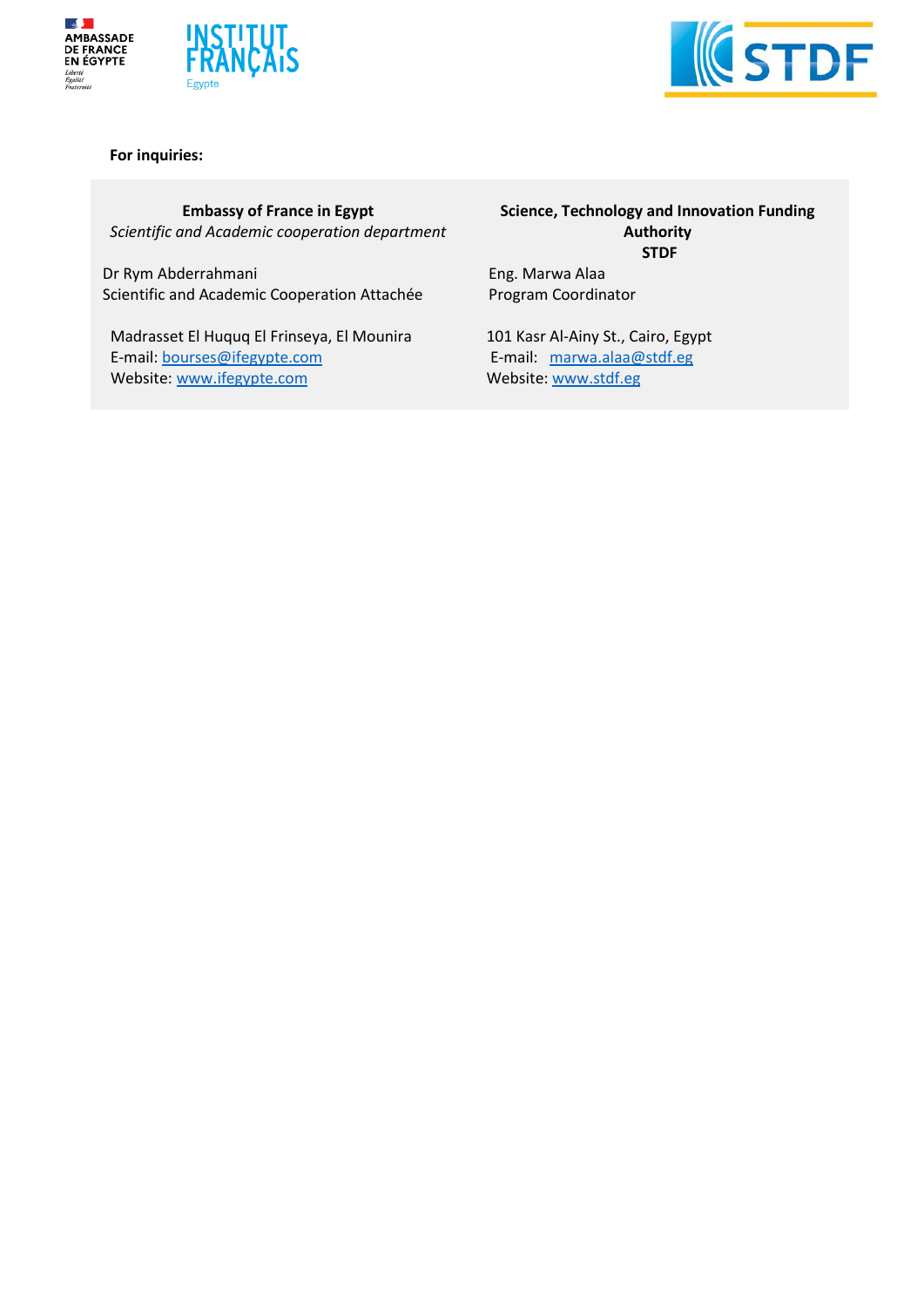**For inquiries:**

**Embassy of France in Egypt**
*Scientific and Academic cooperation department*

Dr Rym Abderrahmani
Scientific and Academic Cooperation Attachée

Madrasset El Huquq El Frinseya, El Mounira
E-mail: bourses@ifegypte.com
Website: www.ifegypte.com

**Science, Technology and Innovation Funding Authority**
**STDF**

Eng. Marwa Alaa
Program Coordinator

101 Kasr Al-Ainy St., Cairo, Egypt
E-mail: marwa.alaa@stdf.eg
Website: www.stdf.eg